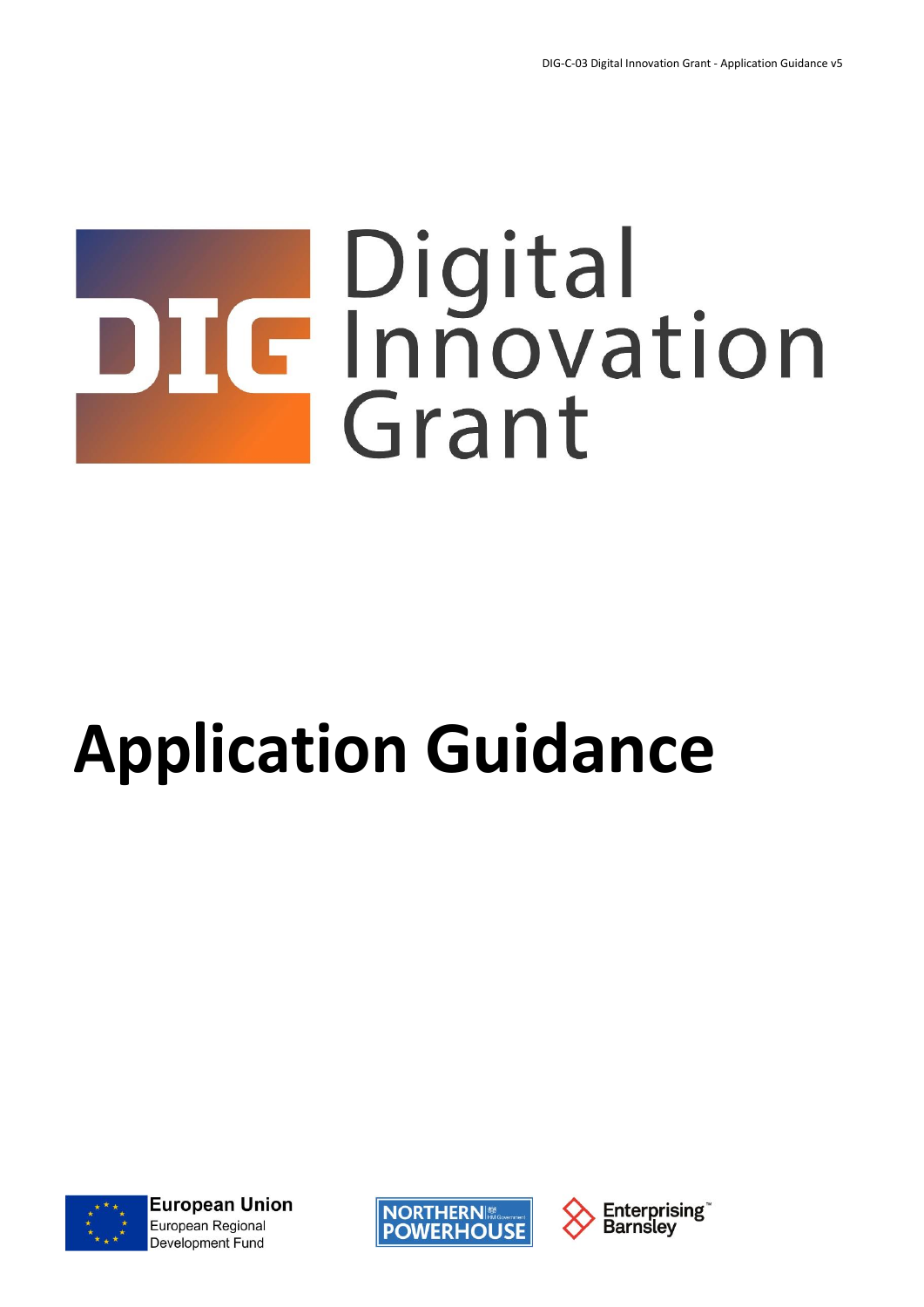# Digital Innovation Grant

# Application Guidance

European Union
European Regional Development Fund

NORTHERN POWERHOUSE

Enterprising Barnsley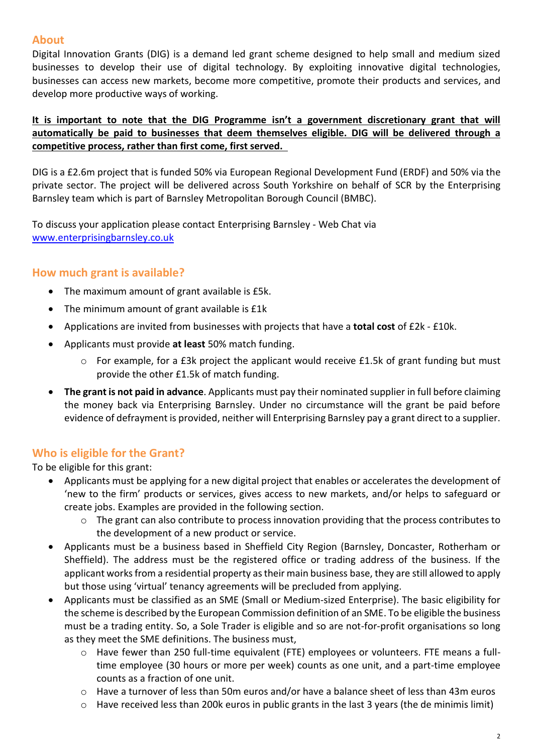## About

Digital Innovation Grants (DIG) is a demand led grant scheme designed to help small and medium sized businesses to develop their use of digital technology. By exploiting innovative digital technologies, businesses can access new markets, become more competitive, promote their products and services, and develop more productive ways of working.

**It is important to note that the DIG Programme isn't a government discretionary grant that will automatically be paid to businesses that deem themselves eligible. DIG will be delivered through a competitive process, rather than first come, first served.**

DIG is a £2.6m project that is funded 50% via European Regional Development Fund (ERDF) and 50% via the private sector. The project will be delivered across South Yorkshire on behalf of SCR by the Enterprising Barnsley team which is part of Barnsley Metropolitan Borough Council (BMBC).

To discuss your application please contact Enterprising Barnsley - Web Chat via [www.enterprisingbarnsley.co.uk](www.enterprisingbarnsley.co.uk)

## How much grant is available?

- The maximum amount of grant available is £5k.
- The minimum amount of grant available is £1k
- Applications are invited from businesses with projects that have a **total cost** of £2k - £10k.
- Applicants must provide **at least** 50% match funding.
  - For example, for a £3k project the applicant would receive £1.5k of grant funding but must provide the other £1.5k of match funding.
- **The grant is not paid in advance**. Applicants must pay their nominated supplier in full before claiming the money back via Enterprising Barnsley. Under no circumstance will the grant be paid before evidence of defrayment is provided, neither will Enterprising Barnsley pay a grant direct to a supplier.

## Who is eligible for the Grant?

To be eligible for this grant:

- Applicants must be applying for a new digital project that enables or accelerates the development of 'new to the firm' products or services, gives access to new markets, and/or helps to safeguard or create jobs. Examples are provided in the following section.
  - The grant can also contribute to process innovation providing that the process contributes to the development of a new product or service.
- Applicants must be a business based in Sheffield City Region (Barnsley, Doncaster, Rotherham or Sheffield). The address must be the registered office or trading address of the business. If the applicant works from a residential property as their main business base, they are still allowed to apply but those using 'virtual' tenancy agreements will be precluded from applying.
- Applicants must be classified as an SME (Small or Medium-sized Enterprise). The basic eligibility for the scheme is described by the European Commission definition of an SME. To be eligible the business must be a trading entity. So, a Sole Trader is eligible and so are not-for-profit organisations so long as they meet the SME definitions. The business must,
  - Have fewer than 250 full-time equivalent (FTE) employees or volunteers. FTE means a full-time employee (30 hours or more per week) counts as one unit, and a part-time employee counts as a fraction of one unit.
  - Have a turnover of less than 50m euros and/or have a balance sheet of less than 43m euros
  - Have received less than 200k euros in public grants in the last 3 years (the de minimis limit)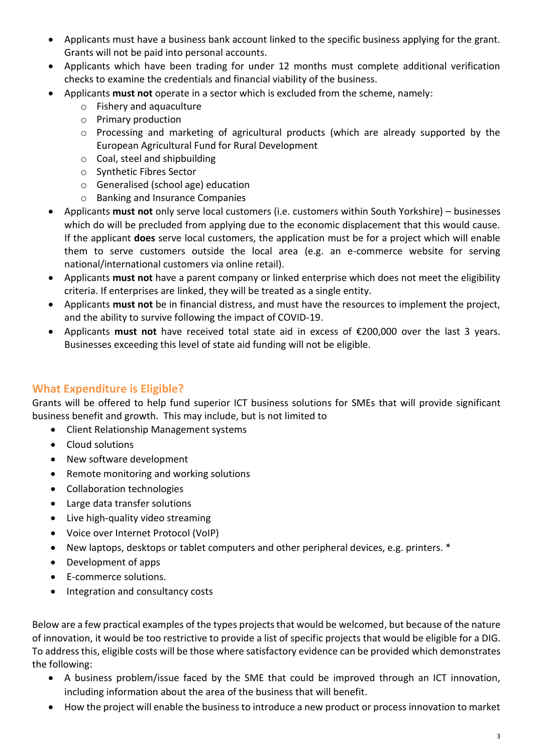- Applicants must have a business bank account linked to the specific business applying for the grant. Grants will not be paid into personal accounts.
- Applicants which have been trading for under 12 months must complete additional verification checks to examine the credentials and financial viability of the business.
- Applicants **must not** operate in a sector which is excluded from the scheme, namely:
    - Fishery and aquaculture
    - Primary production
    - Processing and marketing of agricultural products (which are already supported by the European Agricultural Fund for Rural Development
    - Coal, steel and shipbuilding
    - Synthetic Fibres Sector
    - Generalised (school age) education
    - Banking and Insurance Companies
- Applicants **must not** only serve local customers (i.e. customers within South Yorkshire) – businesses which do will be precluded from applying due to the economic displacement that this would cause. If the applicant **does** serve local customers, the application must be for a project which will enable them to serve customers outside the local area (e.g. an e-commerce website for serving national/international customers via online retail).
- Applicants **must not** have a parent company or linked enterprise which does not meet the eligibility criteria. If enterprises are linked, they will be treated as a single entity.
- Applicants **must not** be in financial distress, and must have the resources to implement the project, and the ability to survive following the impact of COVID-19.
- Applicants **must not** have received total state aid in excess of €200,000 over the last 3 years. Businesses exceeding this level of state aid funding will not be eligible.

## What Expenditure is Eligible?

Grants will be offered to help fund superior ICT business solutions for SMEs that will provide significant business benefit and growth. This may include, but is not limited to

- Client Relationship Management systems
- Cloud solutions
- New software development
- Remote monitoring and working solutions
- Collaboration technologies
- Large data transfer solutions
- Live high-quality video streaming
- Voice over Internet Protocol (VoIP)
- New laptops, desktops or tablet computers and other peripheral devices, e.g. printers. *
- Development of apps
- E-commerce solutions.
- Integration and consultancy costs

Below are a few practical examples of the types projects that would be welcomed, but because of the nature of innovation, it would be too restrictive to provide a list of specific projects that would be eligible for a DIG. To address this, eligible costs will be those where satisfactory evidence can be provided which demonstrates the following:

- A business problem/issue faced by the SME that could be improved through an ICT innovation, including information about the area of the business that will benefit.
- How the project will enable the business to introduce a new product or process innovation to market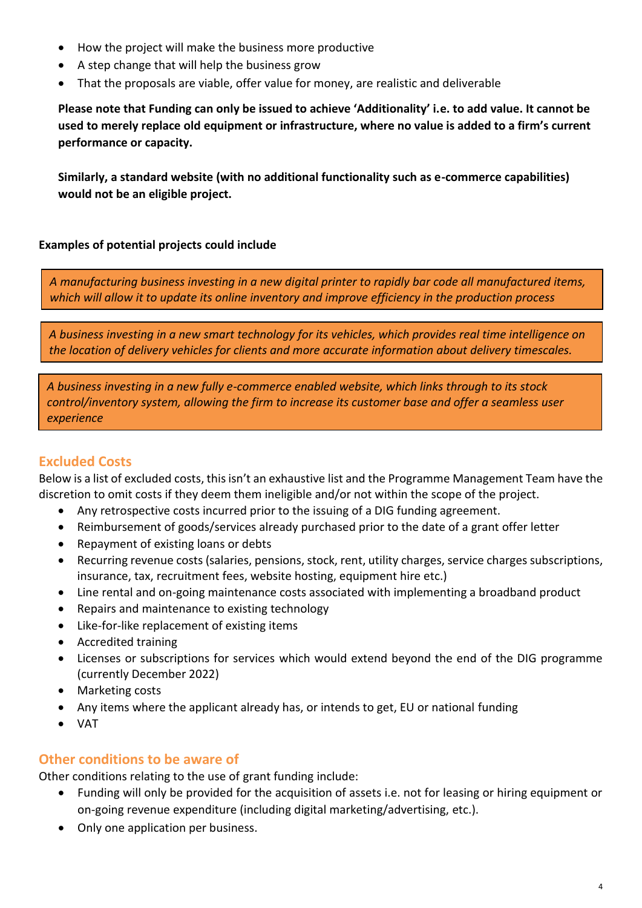- How the project will make the business more productive
- A step change that will help the business grow
- That the proposals are viable, offer value for money, are realistic and deliverable

**Please note that Funding can only be issued to achieve 'Additionality' i.e. to add value. It cannot be used to merely replace old equipment or infrastructure, where no value is added to a firm's current performance or capacity.**

**Similarly, a standard website (with no additional functionality such as e-commerce capabilities) would not be an eligible project.**

**Examples of potential projects could include**

*A manufacturing business investing in a new digital printer to rapidly bar code all manufactured items, which will allow it to update its online inventory and improve efficiency in the production process*

*A business investing in a new smart technology for its vehicles, which provides real time intelligence on the location of delivery vehicles for clients and more accurate information about delivery timescales.*

*A business investing in a new fully e-commerce enabled website, which links through to its stock control/inventory system, allowing the firm to increase its customer base and offer a seamless user experience*

## Excluded Costs

Below is a list of excluded costs, this isn't an exhaustive list and the Programme Management Team have the discretion to omit costs if they deem them ineligible and/or not within the scope of the project.

- Any retrospective costs incurred prior to the issuing of a DIG funding agreement.
- Reimbursement of goods/services already purchased prior to the date of a grant offer letter
- Repayment of existing loans or debts
- Recurring revenue costs (salaries, pensions, stock, rent, utility charges, service charges subscriptions, insurance, tax, recruitment fees, website hosting, equipment hire etc.)
- Line rental and on-going maintenance costs associated with implementing a broadband product
- Repairs and maintenance to existing technology
- Like-for-like replacement of existing items
- Accredited training
- Licenses or subscriptions for services which would extend beyond the end of the DIG programme (currently December 2022)
- Marketing costs
- Any items where the applicant already has, or intends to get, EU or national funding
- VAT

## Other conditions to be aware of

Other conditions relating to the use of grant funding include:

- Funding will only be provided for the acquisition of assets i.e. not for leasing or hiring equipment or on-going revenue expenditure (including digital marketing/advertising, etc.).
- Only one application per business.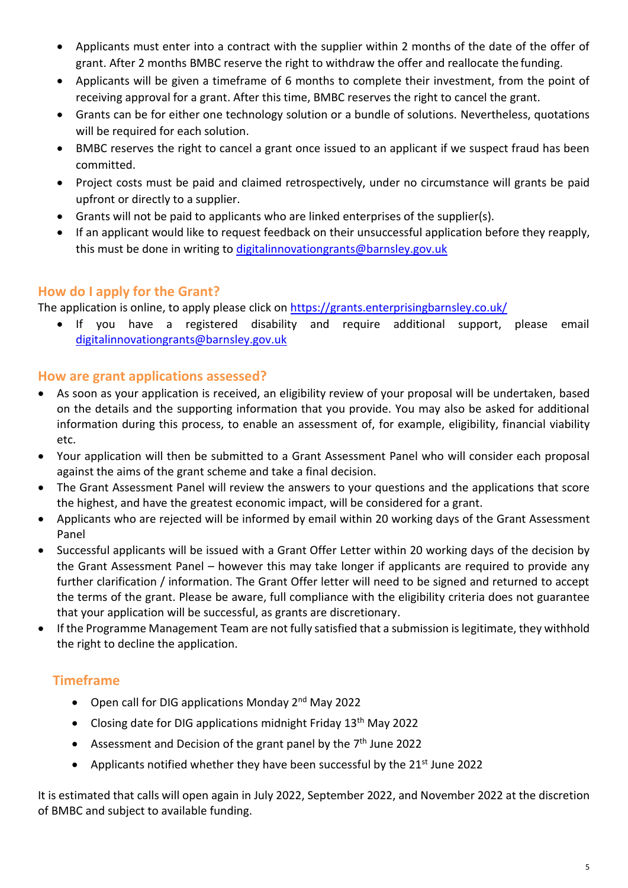- Applicants must enter into a contract with the supplier within 2 months of the date of the offer of grant. After 2 months BMBC reserve the right to withdraw the offer and reallocate the funding.
- Applicants will be given a timeframe of 6 months to complete their investment, from the point of receiving approval for a grant. After this time, BMBC reserves the right to cancel the grant.
- Grants can be for either one technology solution or a bundle of solutions. Nevertheless, quotations will be required for each solution.
- BMBC reserves the right to cancel a grant once issued to an applicant if we suspect fraud has been committed.
- Project costs must be paid and claimed retrospectively, under no circumstance will grants be paid upfront or directly to a supplier.
- Grants will not be paid to applicants who are linked enterprises of the supplier(s).
- If an applicant would like to request feedback on their unsuccessful application before they reapply, this must be done in writing to digitalinnovationgrants@barnsley.gov.uk

## How do I apply for the Grant?

The application is online, to apply please click on https://grants.enterprisingbarnsley.co.uk/

- If you have a registered disability and require additional support, please email digitalinnovationgrants@barnsley.gov.uk

## How are grant applications assessed?

- As soon as your application is received, an eligibility review of your proposal will be undertaken, based on the details and the supporting information that you provide. You may also be asked for additional information during this process, to enable an assessment of, for example, eligibility, financial viability etc.
- Your application will then be submitted to a Grant Assessment Panel who will consider each proposal against the aims of the grant scheme and take a final decision.
- The Grant Assessment Panel will review the answers to your questions and the applications that score the highest, and have the greatest economic impact, will be considered for a grant.
- Applicants who are rejected will be informed by email within 20 working days of the Grant Assessment Panel
- Successful applicants will be issued with a Grant Offer Letter within 20 working days of the decision by the Grant Assessment Panel – however this may take longer if applicants are required to provide any further clarification / information. The Grant Offer letter will need to be signed and returned to accept the terms of the grant. Please be aware, full compliance with the eligibility criteria does not guarantee that your application will be successful, as grants are discretionary.
- If the Programme Management Team are not fully satisfied that a submission is legitimate, they withhold the right to decline the application.

## Timeframe

- Open call for DIG applications Monday 2nd May 2022
- Closing date for DIG applications midnight Friday 13th May 2022
- Assessment and Decision of the grant panel by the 7th June 2022
- Applicants notified whether they have been successful by the 21st June 2022

It is estimated that calls will open again in July 2022, September 2022, and November 2022 at the discretion of BMBC and subject to available funding.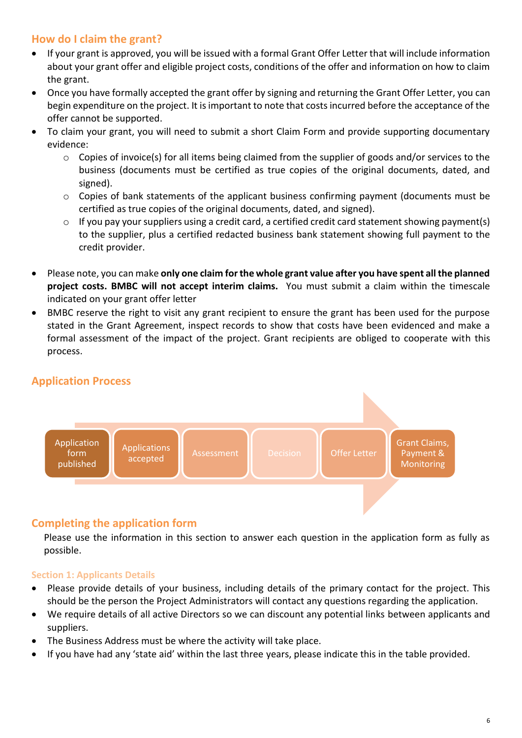## How do I claim the grant?

- If your grant is approved, you will be issued with a formal Grant Offer Letter that will include information about your grant offer and eligible project costs, conditions of the offer and information on how to claim the grant.
- Once you have formally accepted the grant offer by signing and returning the Grant Offer Letter, you can begin expenditure on the project. It is important to note that costs incurred before the acceptance of the offer cannot be supported.
- To claim your grant, you will need to submit a short Claim Form and provide supporting documentary evidence:
  - Copies of invoice(s) for all items being claimed from the supplier of goods and/or services to the business (documents must be certified as true copies of the original documents, dated, and signed).
  - Copies of bank statements of the applicant business confirming payment (documents must be certified as true copies of the original documents, dated, and signed).
  - If you pay your suppliers using a credit card, a certified credit card statement showing payment(s) to the supplier, plus a certified redacted business bank statement showing full payment to the credit provider.

- Please note, you can make **only one claim for the whole grant value after you have spent all the planned project costs. BMBC will not accept interim claims.** You must submit a claim within the timescale indicated on your grant offer letter
- BMBC reserve the right to visit any grant recipient to ensure the grant has been used for the purpose stated in the Grant Agreement, inspect records to show that costs have been evidenced and make a formal assessment of the impact of the project. Grant recipients are obliged to cooperate with this process.

## Application Process

Application form published → Applications accepted → Assessment → Decision → Offer Letter → Grant Claims, Payment & Monitoring

## Completing the application form

Please use the information in this section to answer each question in the application form as fully as possible.

### Section 1: Applicants Details

- Please provide details of your business, including details of the primary contact for the project. This should be the person the Project Administrators will contact any questions regarding the application.
- We require details of all active Directors so we can discount any potential links between applicants and suppliers.
- The Business Address must be where the activity will take place.
- If you have had any 'state aid' within the last three years, please indicate this in the table provided.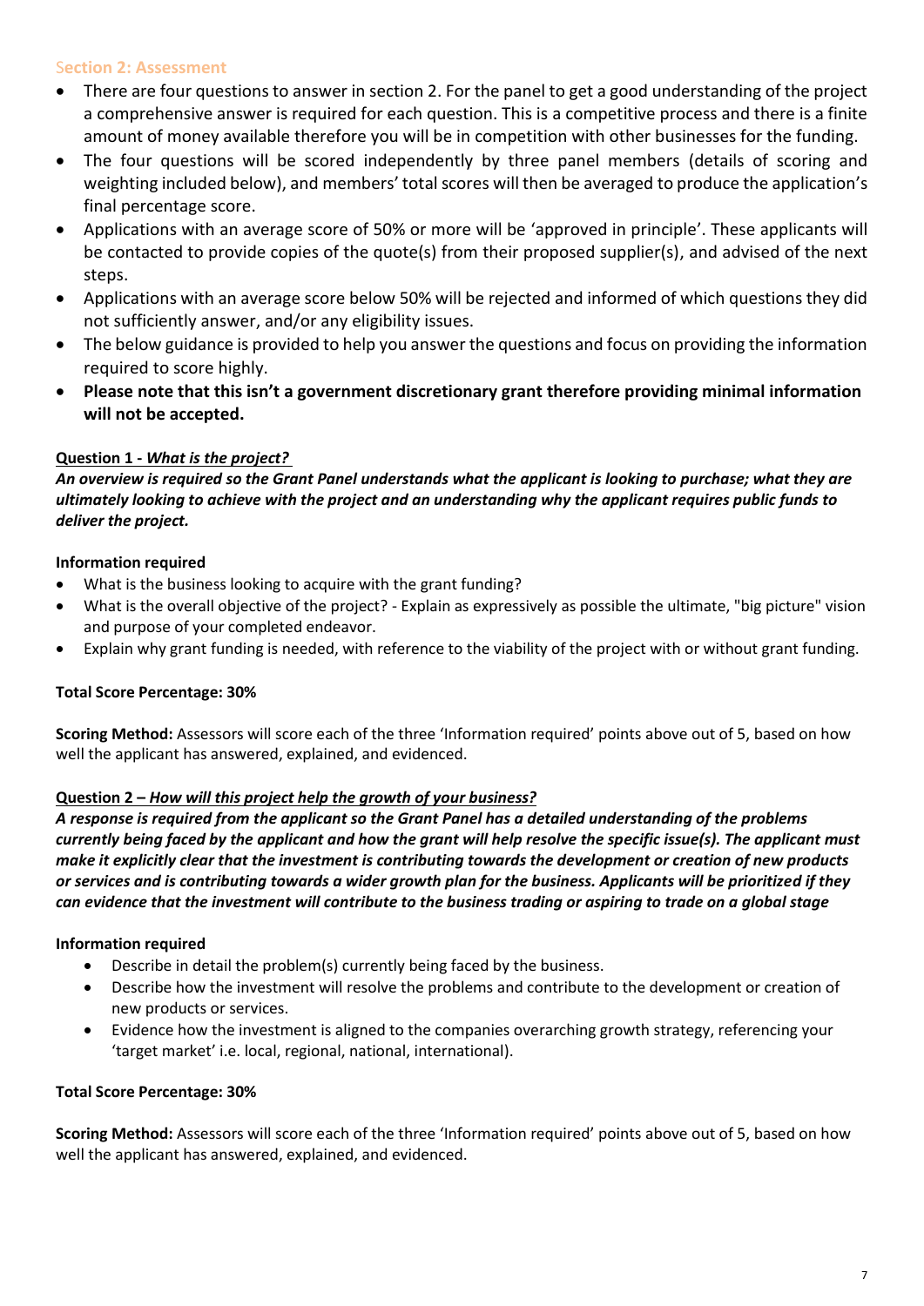## Section 2: Assessment

- There are four questions to answer in section 2. For the panel to get a good understanding of the project a comprehensive answer is required for each question. This is a competitive process and there is a finite amount of money available therefore you will be in competition with other businesses for the funding.
- The four questions will be scored independently by three panel members (details of scoring and weighting included below), and members' total scores will then be averaged to produce the application's final percentage score.
- Applications with an average score of 50% or more will be 'approved in principle'. These applicants will be contacted to provide copies of the quote(s) from their proposed supplier(s), and advised of the next steps.
- Applications with an average score below 50% will be rejected and informed of which questions they did not sufficiently answer, and/or any eligibility issues.
- The below guidance is provided to help you answer the questions and focus on providing the information required to score highly.
- **Please note that this isn't a government discretionary grant therefore providing minimal information will not be accepted.**

### Question 1 - *What is the project?*

***An overview is required so the Grant Panel understands what the applicant is looking to purchase; what they are ultimately looking to achieve with the project and an understanding why the applicant requires public funds to deliver the project.***

**Information required**

- What is the business looking to acquire with the grant funding?
- What is the overall objective of the project? - Explain as expressively as possible the ultimate, "big picture" vision and purpose of your completed endeavor.
- Explain why grant funding is needed, with reference to the viability of the project with or without grant funding.

**Total Score Percentage: 30%**

**Scoring Method:** Assessors will score each of the three 'Information required' points above out of 5, based on how well the applicant has answered, explained, and evidenced.

### Question 2 – *How will this project help the growth of your business?*

***A response is required from the applicant so the Grant Panel has a detailed understanding of the problems currently being faced by the applicant and how the grant will help resolve the specific issue(s). The applicant must make it explicitly clear that the investment is contributing towards the development or creation of new products or services and is contributing towards a wider growth plan for the business. Applicants will be prioritized if they can evidence that the investment will contribute to the business trading or aspiring to trade on a global stage***

**Information required**

- Describe in detail the problem(s) currently being faced by the business.
- Describe how the investment will resolve the problems and contribute to the development or creation of new products or services.
- Evidence how the investment is aligned to the companies overarching growth strategy, referencing your 'target market' i.e. local, regional, national, international).

**Total Score Percentage: 30%**

**Scoring Method:** Assessors will score each of the three 'Information required' points above out of 5, based on how well the applicant has answered, explained, and evidenced.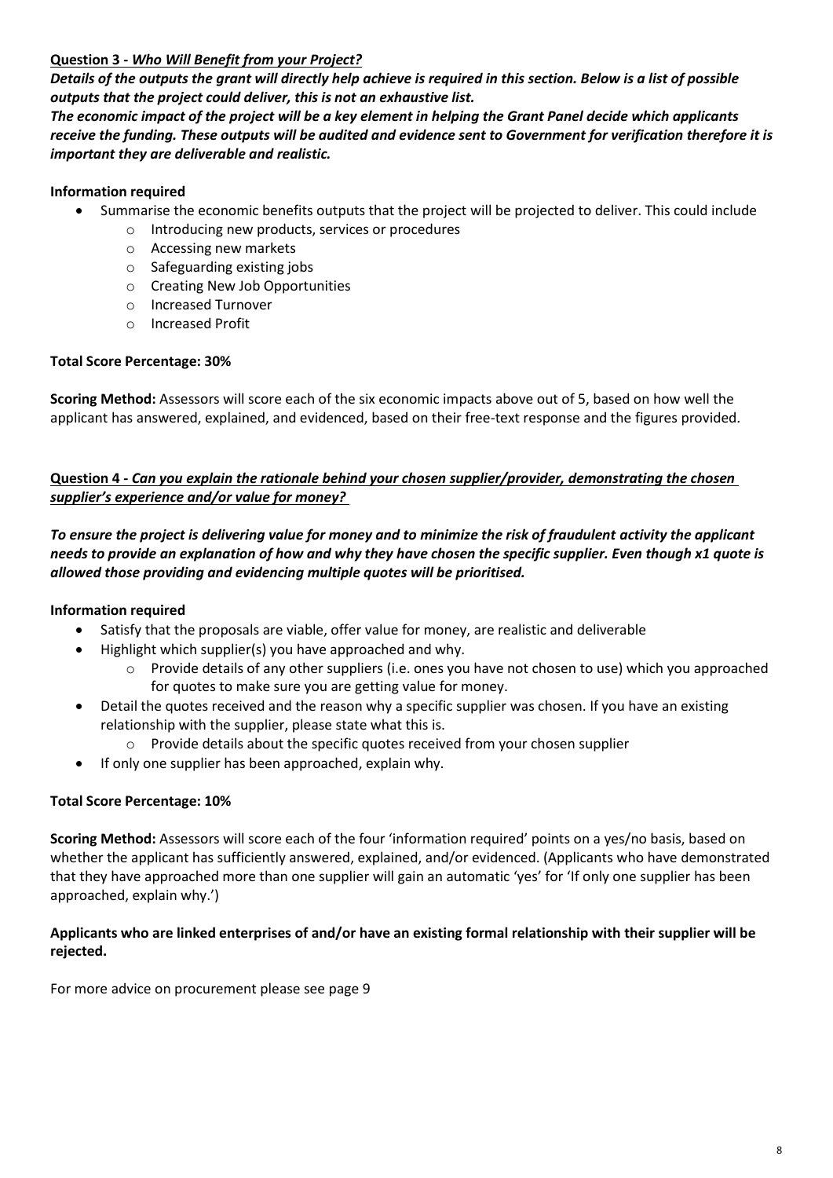**Question 3 -** ***Who Will Benefit from your Project?***

***Details of the outputs the grant will directly help achieve is required in this section. Below is a list of possible outputs that the project could deliver, this is not an exhaustive list.***

***The economic impact of the project will be a key element in helping the Grant Panel decide which applicants receive the funding. These outputs will be audited and evidence sent to Government for verification therefore it is important they are deliverable and realistic.***

**Information required**

- Summarise the economic benefits outputs that the project will be projected to deliver. This could include
  - Introducing new products, services or procedures
  - Accessing new markets
  - Safeguarding existing jobs
  - Creating New Job Opportunities
  - Increased Turnover
  - Increased Profit

**Total Score Percentage: 30%**

**Scoring Method:** Assessors will score each of the six economic impacts above out of 5, based on how well the applicant has answered, explained, and evidenced, based on their free-text response and the figures provided.

**Question 4 -** ***Can you explain the rationale behind your chosen supplier/provider, demonstrating the chosen supplier's experience and/or value for money?***

***To ensure the project is delivering value for money and to minimize the risk of fraudulent activity the applicant needs to provide an explanation of how and why they have chosen the specific supplier. Even though x1 quote is allowed those providing and evidencing multiple quotes will be prioritised.***

**Information required**

- Satisfy that the proposals are viable, offer value for money, are realistic and deliverable
- Highlight which supplier(s) you have approached and why.
  - Provide details of any other suppliers (i.e. ones you have not chosen to use) which you approached for quotes to make sure you are getting value for money.
- Detail the quotes received and the reason why a specific supplier was chosen. If you have an existing relationship with the supplier, please state what this is.
  - Provide details about the specific quotes received from your chosen supplier
- If only one supplier has been approached, explain why.

**Total Score Percentage: 10%**

**Scoring Method:** Assessors will score each of the four 'information required' points on a yes/no basis, based on whether the applicant has sufficiently answered, explained, and/or evidenced. (Applicants who have demonstrated that they have approached more than one supplier will gain an automatic 'yes' for 'If only one supplier has been approached, explain why.')

**Applicants who are linked enterprises of and/or have an existing formal relationship with their supplier will be rejected.**

For more advice on procurement please see page 9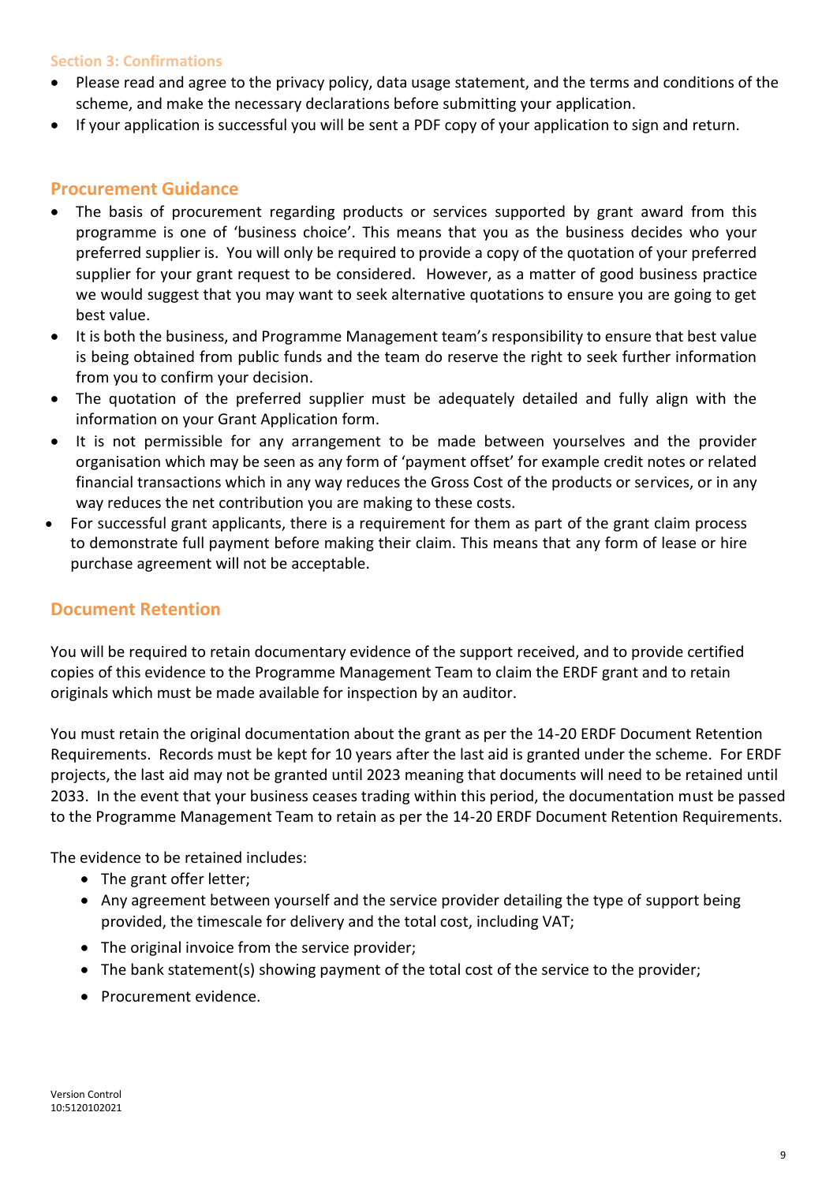### Section 3: Confirmations

- Please read and agree to the privacy policy, data usage statement, and the terms and conditions of the scheme, and make the necessary declarations before submitting your application.
- If your application is successful you will be sent a PDF copy of your application to sign and return.

## Procurement Guidance

- The basis of procurement regarding products or services supported by grant award from this programme is one of 'business choice'. This means that you as the business decides who your preferred supplier is. You will only be required to provide a copy of the quotation of your preferred supplier for your grant request to be considered. However, as a matter of good business practice we would suggest that you may want to seek alternative quotations to ensure you are going to get best value.
- It is both the business, and Programme Management team's responsibility to ensure that best value is being obtained from public funds and the team do reserve the right to seek further information from you to confirm your decision.
- The quotation of the preferred supplier must be adequately detailed and fully align with the information on your Grant Application form.
- It is not permissible for any arrangement to be made between yourselves and the provider organisation which may be seen as any form of 'payment offset' for example credit notes or related financial transactions which in any way reduces the Gross Cost of the products or services, or in any way reduces the net contribution you are making to these costs.
- For successful grant applicants, there is a requirement for them as part of the grant claim process to demonstrate full payment before making their claim. This means that any form of lease or hire purchase agreement will not be acceptable.

## Document Retention

You will be required to retain documentary evidence of the support received, and to provide certified copies of this evidence to the Programme Management Team to claim the ERDF grant and to retain originals which must be made available for inspection by an auditor.

You must retain the original documentation about the grant as per the 14-20 ERDF Document Retention Requirements. Records must be kept for 10 years after the last aid is granted under the scheme. For ERDF projects, the last aid may not be granted until 2023 meaning that documents will need to be retained until 2033. In the event that your business ceases trading within this period, the documentation must be passed to the Programme Management Team to retain as per the 14-20 ERDF Document Retention Requirements.

The evidence to be retained includes:

- The grant offer letter;
- Any agreement between yourself and the service provider detailing the type of support being provided, the timescale for delivery and the total cost, including VAT;
- The original invoice from the service provider;
- The bank statement(s) showing payment of the total cost of the service to the provider;
- Procurement evidence.

Version Control
10:5120102021